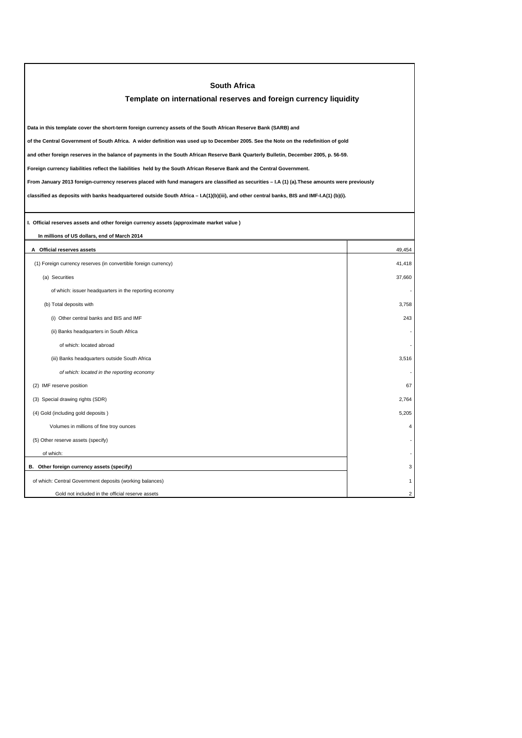# South Africa

## Template on international reserves and foreign currency liquidity

**Data in this template cover the short-term foreign currency assets of the South African Reserve Bank (SARB) and**

**of the Central Government of South Africa. A wider definition was used up to December 2005. See the Note on the redefinition of gold**

**and other foreign reserves in the balance of payments in the South African Reserve Bank Quarterly Bulletin, December 2005, p. 56-59.**

**Foreign currency liabilities reflect the liabilities held by the South African Reserve Bank and the Central Government.**

**From January 2013 foreign-currency reserves placed with fund managers are classified as securities – I.A (1) (a).These amounts were previously**

**classified as deposits with banks headquartered outside South Africa – I.A(1)(b)(iii), and other central banks, BIS and IMF-I.A(1) (b)(i).**

**I. Official reserves assets and other foreign currency assets (approximate market value )**

**In millions of US dollars, end of March 2014**

| | |
|---|---|
| **A Official reserves assets** | 49,454 |
| (1) Foreign currency reserves (in convertible foreign currency) | 41,418 |
| (a) Securities | 37,660 |
| of which: issuer headquarters in the reporting economy | - |
| (b) Total deposits with | 3,758 |
| (i) Other central banks and BIS and IMF | 243 |
| (ii) Banks headquarters in South Africa | - |
| of which: located abroad | - |
| (iii) Banks headquarters outside South Africa | 3,516 |
| *of which: located in the reporting economy* | - |
| (2) IMF reserve position | 67 |
| (3) Special drawing rights (SDR) | 2,764 |
| (4) Gold (including gold deposits ) | 5,205 |
| Volumes in millions of fine troy ounces | 4 |
| (5) Other reserve assets (specify) | - |
| of which: | - |
| **B. Other foreign currency assets (specify)** | 3 |
| of which: Central Government deposits (working balances) | 1 |
| Gold not included in the official reserve assets | 2 |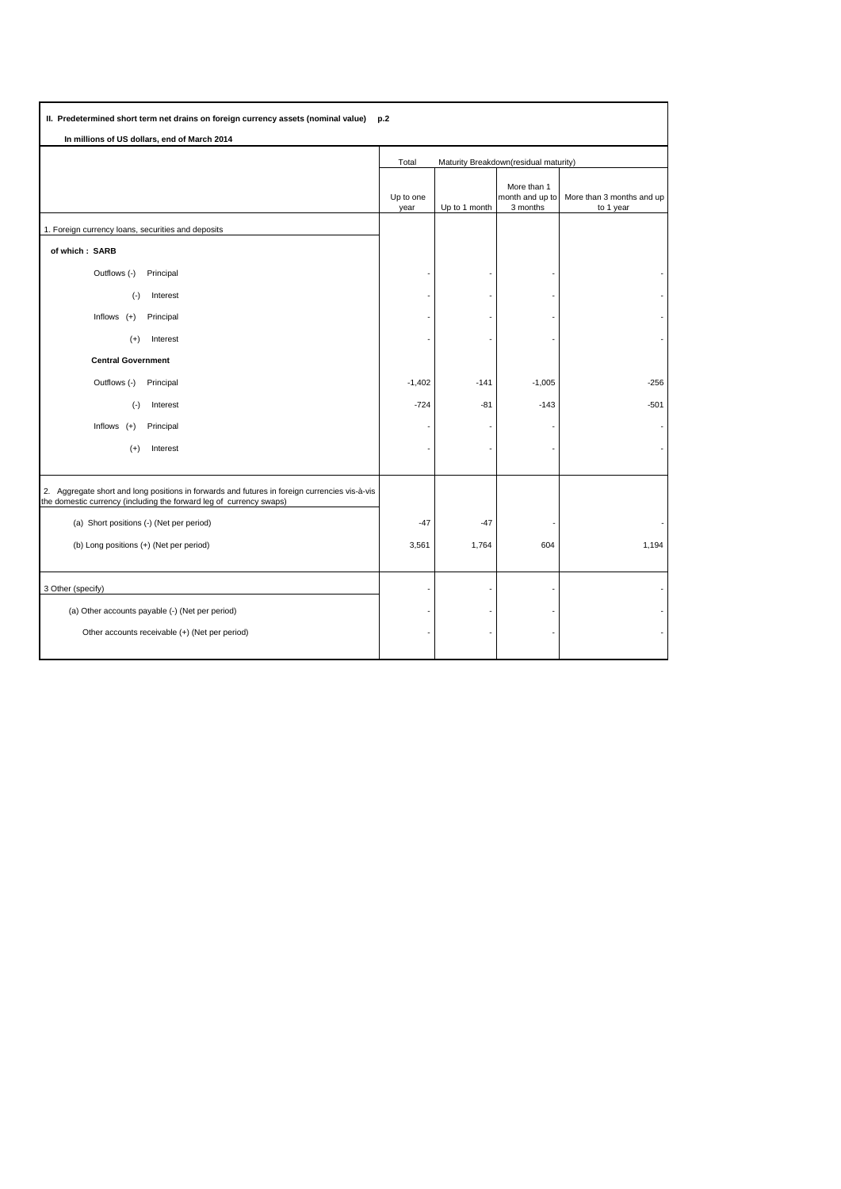**II. Predetermined short term net drains on foreign currency assets (nominal value) p.2**

**In millions of US dollars, end of March 2014**

| | Total | Maturity Breakdown(residual maturity) | | |
|---|---|---|---|---|
| | Up to one year | Up to 1 month | More than 1 month and up to 3 months | More than 3 months and up to 1 year |
| 1. Foreign currency loans, securities and deposits | | | | |
| **of which : SARB** | | | | |
| Outflows (-) Principal | - | - | - | - |
| (-) Interest | - | - | - | - |
| Inflows (+) Principal | - | - | - | - |
| (+) Interest | - | - | - | - |
| **Central Government** | | | | |
| Outflows (-) Principal | -1,402 | -141 | -1,005 | -256 |
| (-) Interest | -724 | -81 | -143 | -501 |
| Inflows (+) Principal | - | - | - | - |
| (+) Interest | - | - | - | - |
| 2. Aggregate short and long positions in forwards and futures in foreign currencies vis-à-vis the domestic currency (including the forward leg of currency swaps) | | | | |
| (a) Short positions (-) (Net per period) | -47 | -47 | - | - |
| (b) Long positions (+) (Net per period) | 3,561 | 1,764 | 604 | 1,194 |
| 3 Other (specify) | - | - | - | - |
| (a) Other accounts payable (-) (Net per period) | - | - | - | - |
| Other accounts receivable (+) (Net per period) | - | - | - | - |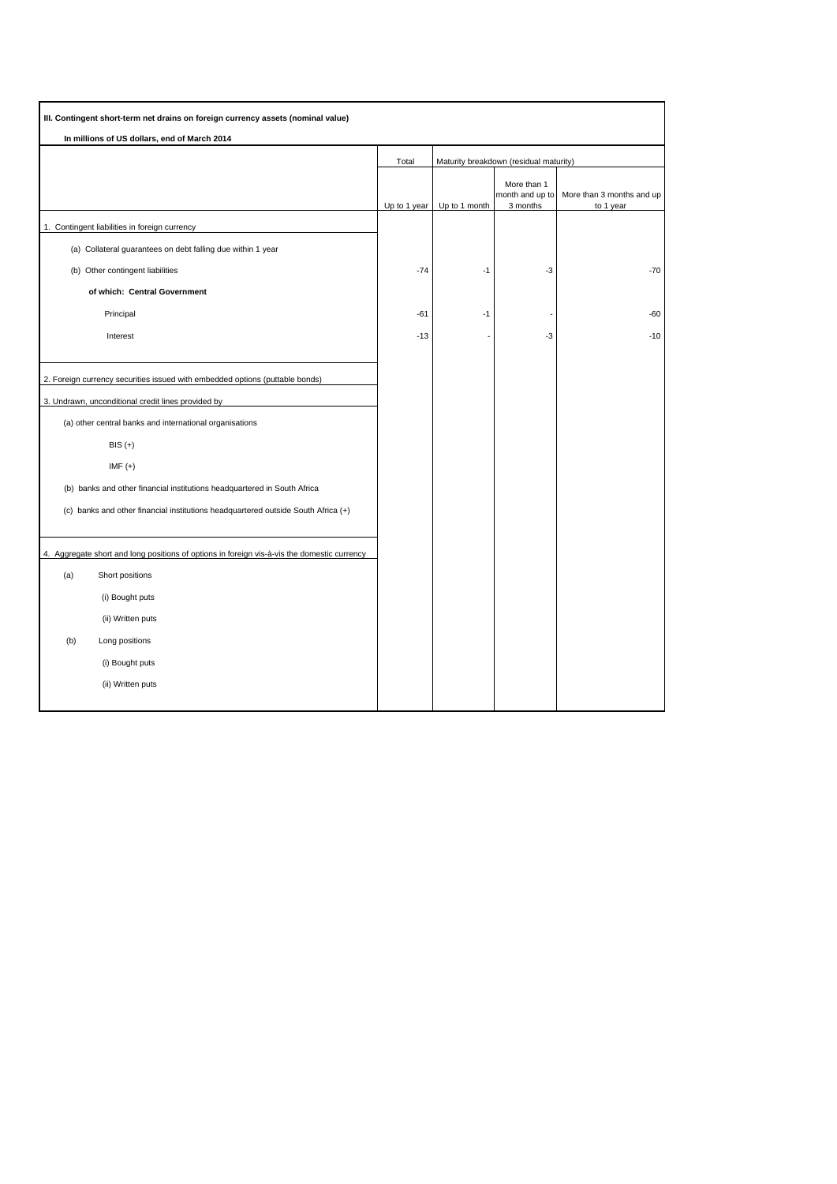**III. Contingent short-term net drains on foreign currency assets (nominal value)**

**In millions of US dollars, end of March 2014**

| | Total | Maturity breakdown (residual maturity) | | |
|---|---|---|---|---|
| | Up to 1 year | Up to 1 month | More than 1 month and up to 3 months | More than 3 months and up to 1 year |
| 1. Contingent liabilities in foreign currency | | | | |
| (a) Collateral guarantees on debt falling due within 1 year | | | | |
| (b) Other contingent liabilities | -74 | -1 | -3 | -70 |
| **of which: Central Government** | | | | |
| Principal | -61 | -1 | - | -60 |
| Interest | -13 | - | -3 | -10 |
| 2. Foreign currency securities issued with embedded options (puttable bonds) | | | | |
| 3. Undrawn, unconditional credit lines provided by | | | | |
| (a) other central banks and international organisations | | | | |
| BIS (+) | | | | |
| IMF (+) | | | | |
| (b) banks and other financial institutions headquartered in South Africa | | | | |
| (c) banks and other financial institutions headquartered outside South Africa (+) | | | | |
| 4. Aggregate short and long positions of options in foreign vis-à-vis the domestic currency | | | | |
| (a) Short positions | | | | |
| (i) Bought puts | | | | |
| (ii) Written puts | | | | |
| (b) Long positions | | | | |
| (i) Bought puts | | | | |
| (ii) Written puts | | | | |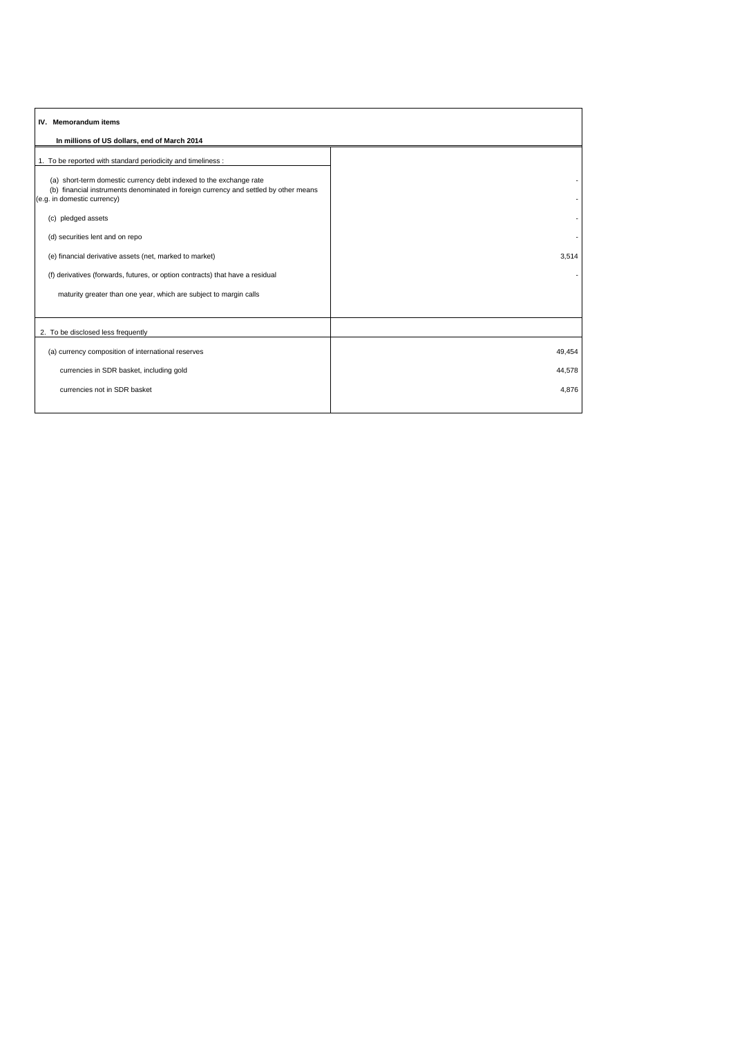| IV. Memorandum items | |
| --- | --- |
| **In millions of US dollars, end of March 2014** | |
| 1. To be reported with standard periodicity and timeliness : | |
| (a) short-term domestic currency debt indexed to the exchange rate | - |
| (b) financial instruments denominated in foreign currency and settled by other means (e.g. in domestic currency) | - |
| (c) pledged assets | - |
| (d) securities lent and on repo | - |
| (e) financial derivative assets (net, marked to market) | 3,514 |
| (f) derivatives (forwards, futures, or option contracts) that have a residual maturity greater than one year, which are subject to margin calls | - |
| 2. To be disclosed less frequently | |
| (a) currency composition of international reserves | 49,454 |
| currencies in SDR basket, including gold | 44,578 |
| currencies not in SDR basket | 4,876 |